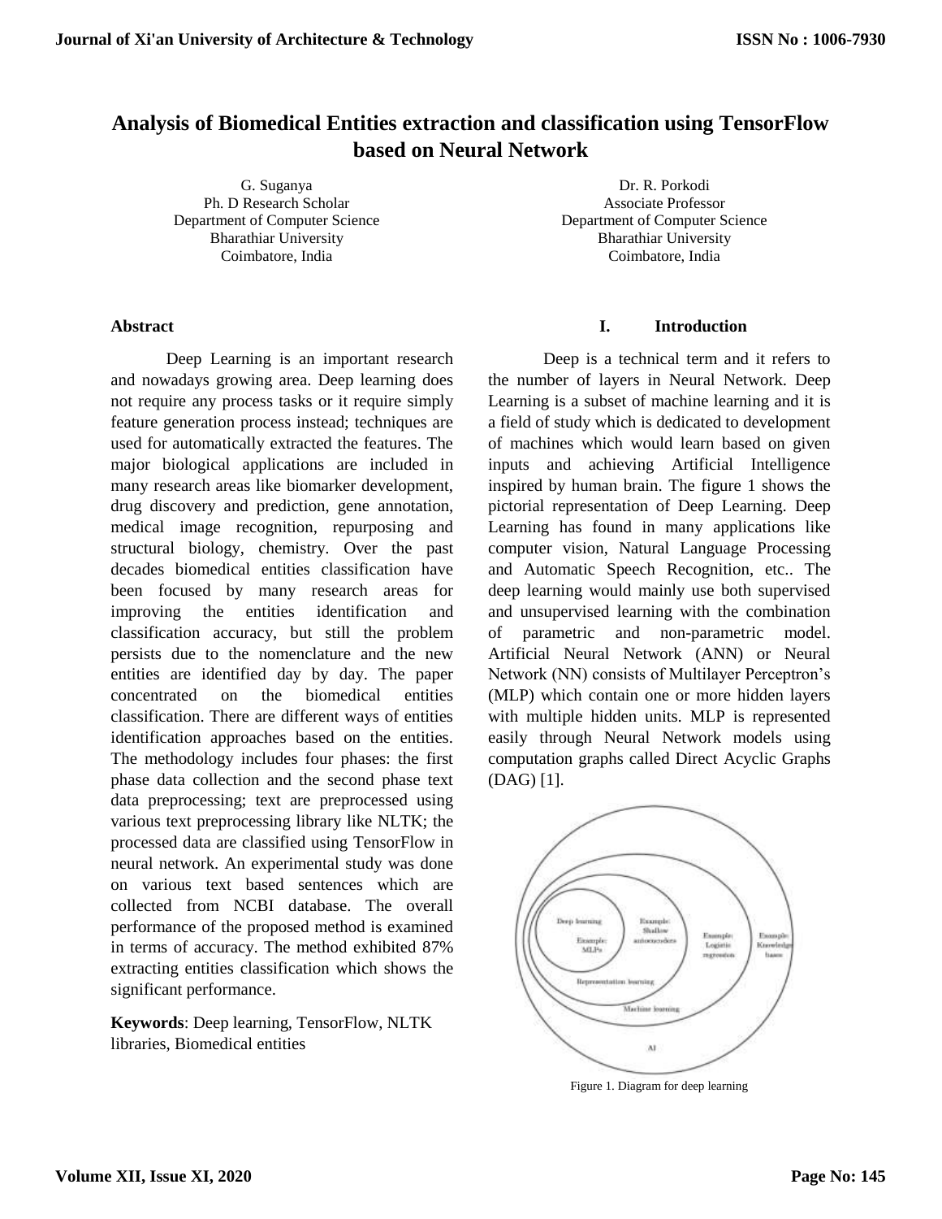# Analysis of Biomedical Entities extraction and classification using TensorFlow based on Neural Network

G. Suganya
Ph. D Research Scholar
Department of Computer Science
Bharathiar University
Coimbatore, India

Dr. R. Porkodi
Associate Professor
Department of Computer Science
Bharathiar University
Coimbatore, India

## Abstract

Deep Learning is an important research and nowadays growing area. Deep learning does not require any process tasks or it require simply feature generation process instead; techniques are used for automatically extracted the features. The major biological applications are included in many research areas like biomarker development, drug discovery and prediction, gene annotation, medical image recognition, repurposing and structural biology, chemistry. Over the past decades biomedical entities classification have been focused by many research areas for improving the entities identification and classification accuracy, but still the problem persists due to the nomenclature and the new entities are identified day by day. The paper concentrated on the biomedical entities classification. There are different ways of entities identification approaches based on the entities. The methodology includes four phases: the first phase data collection and the second phase text data preprocessing; text are preprocessed using various text preprocessing library like NLTK; the processed data are classified using TensorFlow in neural network. An experimental study was done on various text based sentences which are collected from NCBI database. The overall performance of the proposed method is examined in terms of accuracy. The method exhibited 87% extracting entities classification which shows the significant performance.

**Keywords**: Deep learning, TensorFlow, NLTK libraries, Biomedical entities

## I. Introduction

Deep is a technical term and it refers to the number of layers in Neural Network. Deep Learning is a subset of machine learning and it is a field of study which is dedicated to development of machines which would learn based on given inputs and achieving Artificial Intelligence inspired by human brain. The figure 1 shows the pictorial representation of Deep Learning. Deep Learning has found in many applications like computer vision, Natural Language Processing and Automatic Speech Recognition, etc.. The deep learning would mainly use both supervised and unsupervised learning with the combination of parametric and non-parametric model. Artificial Neural Network (ANN) or Neural Network (NN) consists of Multilayer Perceptron's (MLP) which contain one or more hidden layers with multiple hidden units. MLP is represented easily through Neural Network models using computation graphs called Direct Acyclic Graphs (DAG) [1].

Figure 1. Diagram for deep learning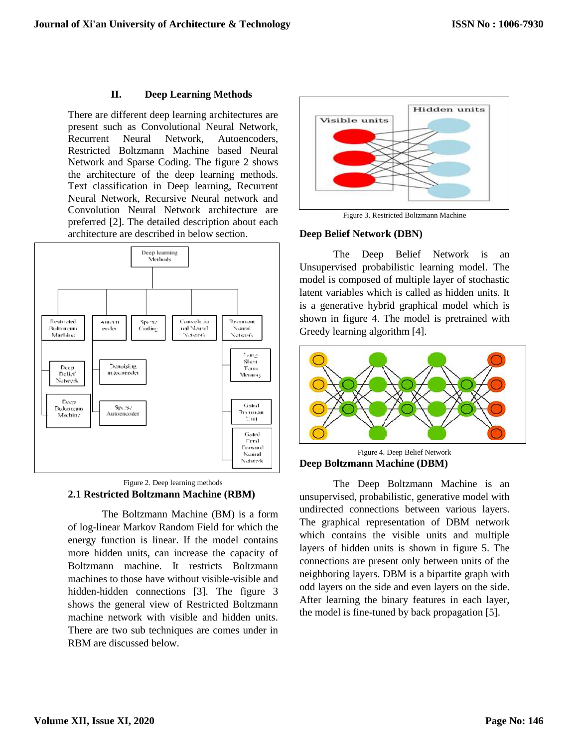## II. Deep Learning Methods

There are different deep learning architectures are present such as Convolutional Neural Network, Recurrent Neural Network, Autoencoders, Restricted Boltzmann Machine based Neural Network and Sparse Coding. The figure 2 shows the architecture of the deep learning methods. Text classification in Deep learning, Recurrent Neural Network, Recursive Neural network and Convolution Neural Network architecture are preferred [2]. The detailed description about each architecture are described in below section.

Figure 2. Deep learning methods

### 2.1 Restricted Boltzmann Machine (RBM)

The Boltzmann Machine (BM) is a form of log-linear Markov Random Field for which the energy function is linear. If the model contains more hidden units, can increase the capacity of Boltzmann machine. It restricts Boltzmann machines to those have without visible-visible and hidden-hidden connections [3]. The figure 3 shows the general view of Restricted Boltzmann machine network with visible and hidden units. There are two sub techniques are comes under in RBM are discussed below.

Figure 3. Restricted Boltzmann Machine

**Deep Belief Network (DBN)**

The Deep Belief Network is an Unsupervised probabilistic learning model. The model is composed of multiple layer of stochastic latent variables which is called as hidden units. It is a generative hybrid graphical model which is shown in figure 4. The model is pretrained with Greedy learning algorithm [4].

Figure 4. Deep Belief Network

**Deep Boltzmann Machine (DBM)**

The Deep Boltzmann Machine is an unsupervised, probabilistic, generative model with undirected connections between various layers. The graphical representation of DBM network which contains the visible units and multiple layers of hidden units is shown in figure 5. The connections are present only between units of the neighboring layers. DBM is a bipartite graph with odd layers on the side and even layers on the side. After learning the binary features in each layer, the model is fine-tuned by back propagation [5].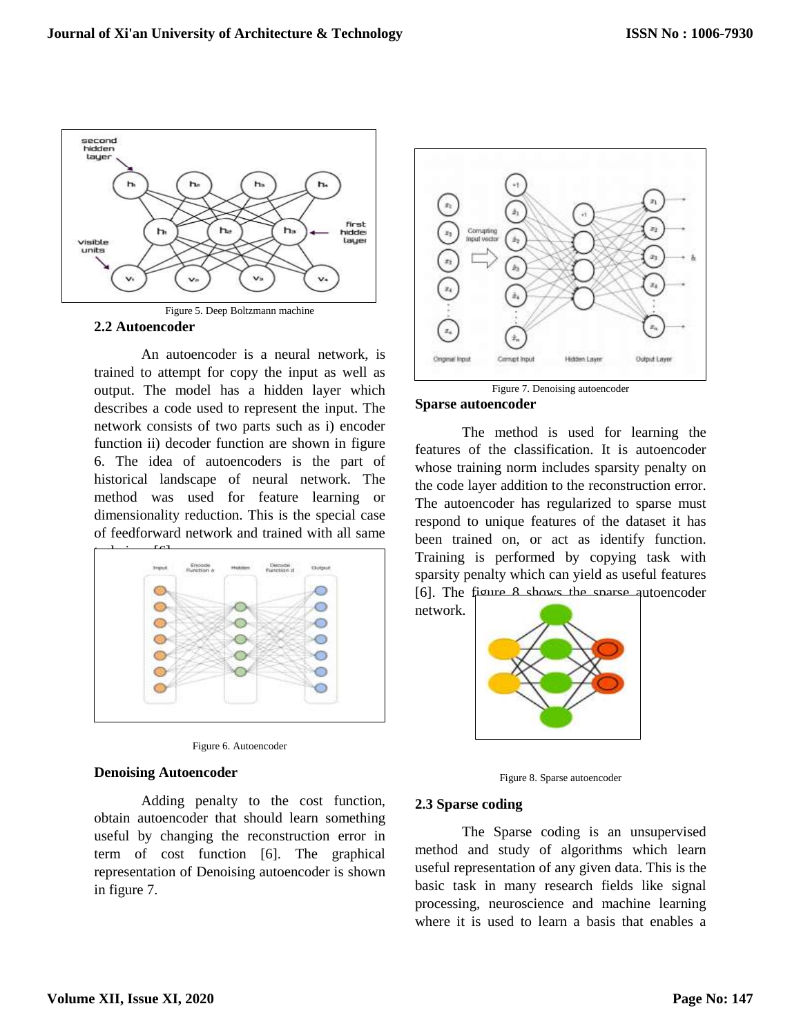Figure 5. Deep Boltzmann machine

## 2.2 Autoencoder

An autoencoder is a neural network, is trained to attempt for copy the input as well as output. The model has a hidden layer which describes a code used to represent the input. The network consists of two parts such as i) encoder function ii) decoder function are shown in figure 6. The idea of autoencoders is the part of historical landscape of neural network. The method was used for feature learning or dimensionality reduction. This is the special case of feedforward network and trained with all same techniques [6].

Figure 6. Autoencoder

### Denoising Autoencoder

Adding penalty to the cost function, obtain autoencoder that should learn something useful by changing the reconstruction error in term of cost function [6]. The graphical representation of Denoising autoencoder is shown in figure 7.

Figure 7. Denoising autoencoder

### Sparse autoencoder

The method is used for learning the features of the classification. It is autoencoder whose training norm includes sparsity penalty on the code layer addition to the reconstruction error. The autoencoder has regularized to sparse must respond to unique features of the dataset it has been trained on, or act as identify function. Training is performed by copying task with sparsity penalty which can yield as useful features [6]. The figure 8 shows the sparse autoencoder network.

Figure 8. Sparse autoencoder

## 2.3 Sparse coding

The Sparse coding is an unsupervised method and study of algorithms which learn useful representation of any given data. This is the basic task in many research fields like signal processing, neuroscience and machine learning where it is used to learn a basis that enables a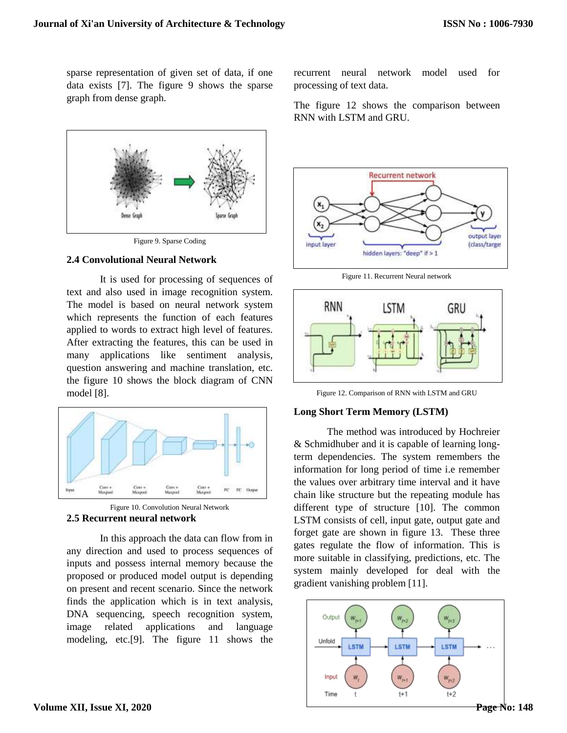sparse representation of given set of data, if one data exists [7]. The figure 9 shows the sparse graph from dense graph.

Figure 9. Sparse Coding

### 2.4 Convolutional Neural Network

It is used for processing of sequences of text and also used in image recognition system. The model is based on neural network system which represents the function of each features applied to words to extract high level of features. After extracting the features, this can be used in many applications like sentiment analysis, question answering and machine translation, etc. the figure 10 shows the block diagram of CNN model [8].

Figure 10. Convolution Neural Network

### 2.5 Recurrent neural network

In this approach the data can flow from in any direction and used to process sequences of inputs and possess internal memory because the proposed or produced model output is depending on present and recent scenario. Since the network finds the application which is in text analysis, DNA sequencing, speech recognition system, image related applications and language modeling, etc.[9]. The figure 11 shows the recurrent neural network model used for processing of text data.

The figure 12 shows the comparison between RNN with LSTM and GRU.

Figure 11. Recurrent Neural network

Figure 12. Comparison of RNN with LSTM and GRU

### Long Short Term Memory (LSTM)

The method was introduced by Hochreier & Schmidhuber and it is capable of learning long-term dependencies. The system remembers the information for long period of time i.e remember the values over arbitrary time interval and it have chain like structure but the repeating module has different type of structure [10]. The common LSTM consists of cell, input gate, output gate and forget gate are shown in figure 13. These three gates regulate the flow of information. This is more suitable in classifying, predictions, etc. The system mainly developed for deal with the gradient vanishing problem [11].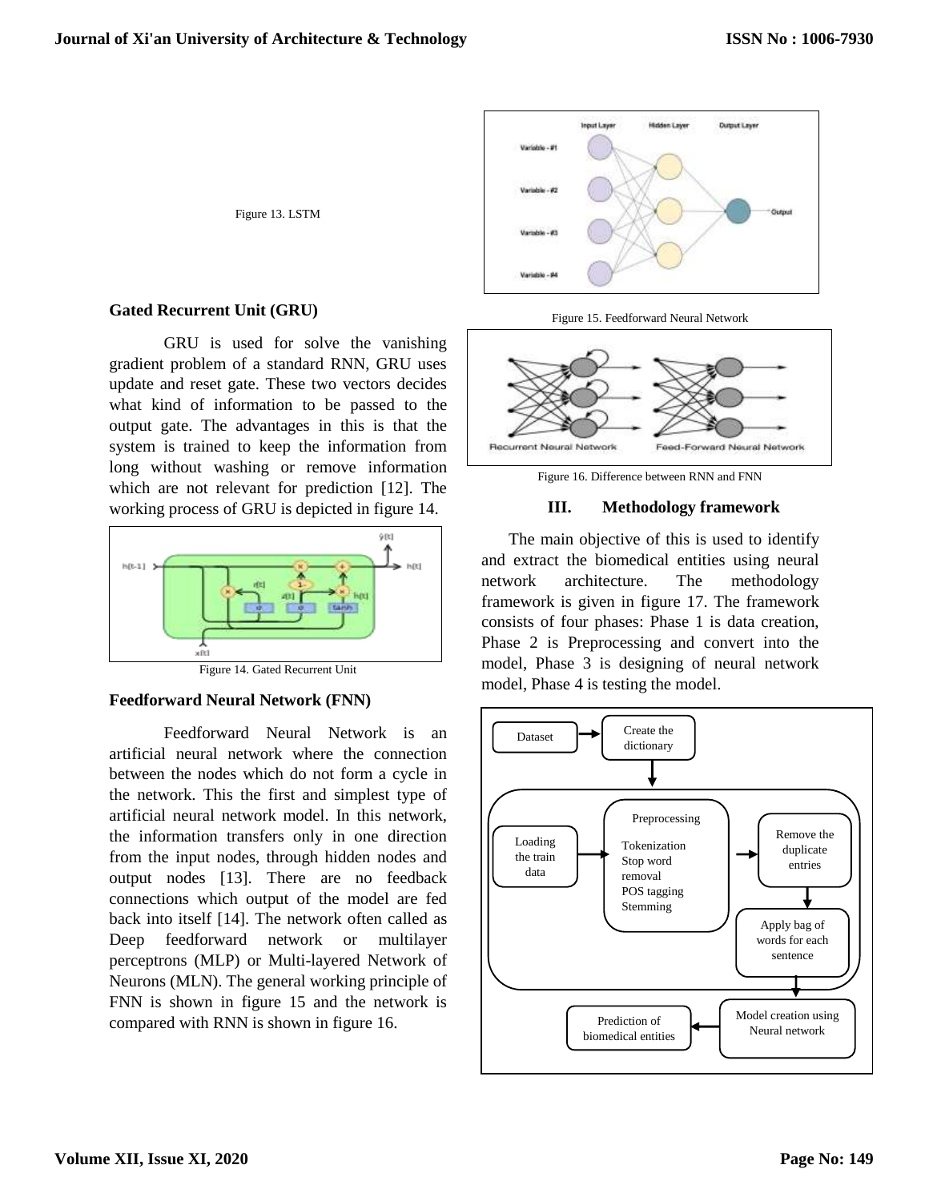Figure 13. LSTM

### Gated Recurrent Unit (GRU)

GRU is used for solve the vanishing gradient problem of a standard RNN, GRU uses update and reset gate. These two vectors decides what kind of information to be passed to the output gate. The advantages in this is that the system is trained to keep the information from long without washing or remove information which are not relevant for prediction [12]. The working process of GRU is depicted in figure 14.

Figure 14. Gated Recurrent Unit

### Feedforward Neural Network (FNN)

Feedforward Neural Network is an artificial neural network where the connection between the nodes which do not form a cycle in the network. This the first and simplest type of artificial neural network model. In this network, the information transfers only in one direction from the input nodes, through hidden nodes and output nodes [13]. There are no feedback connections which output of the model are fed back into itself [14]. The network often called as Deep feedforward network or multilayer perceptrons (MLP) or Multi-layered Network of Neurons (MLN). The general working principle of FNN is shown in figure 15 and the network is compared with RNN is shown in figure 16.

Figure 15. Feedforward Neural Network

Figure 16. Difference between RNN and FNN

## III. Methodology framework

The main objective of this is used to identify and extract the biomedical entities using neural network architecture. The methodology framework is given in figure 17. The framework consists of four phases: Phase 1 is data creation, Phase 2 is Preprocessing and convert into the model, Phase 3 is designing of neural network model, Phase 4 is testing the model.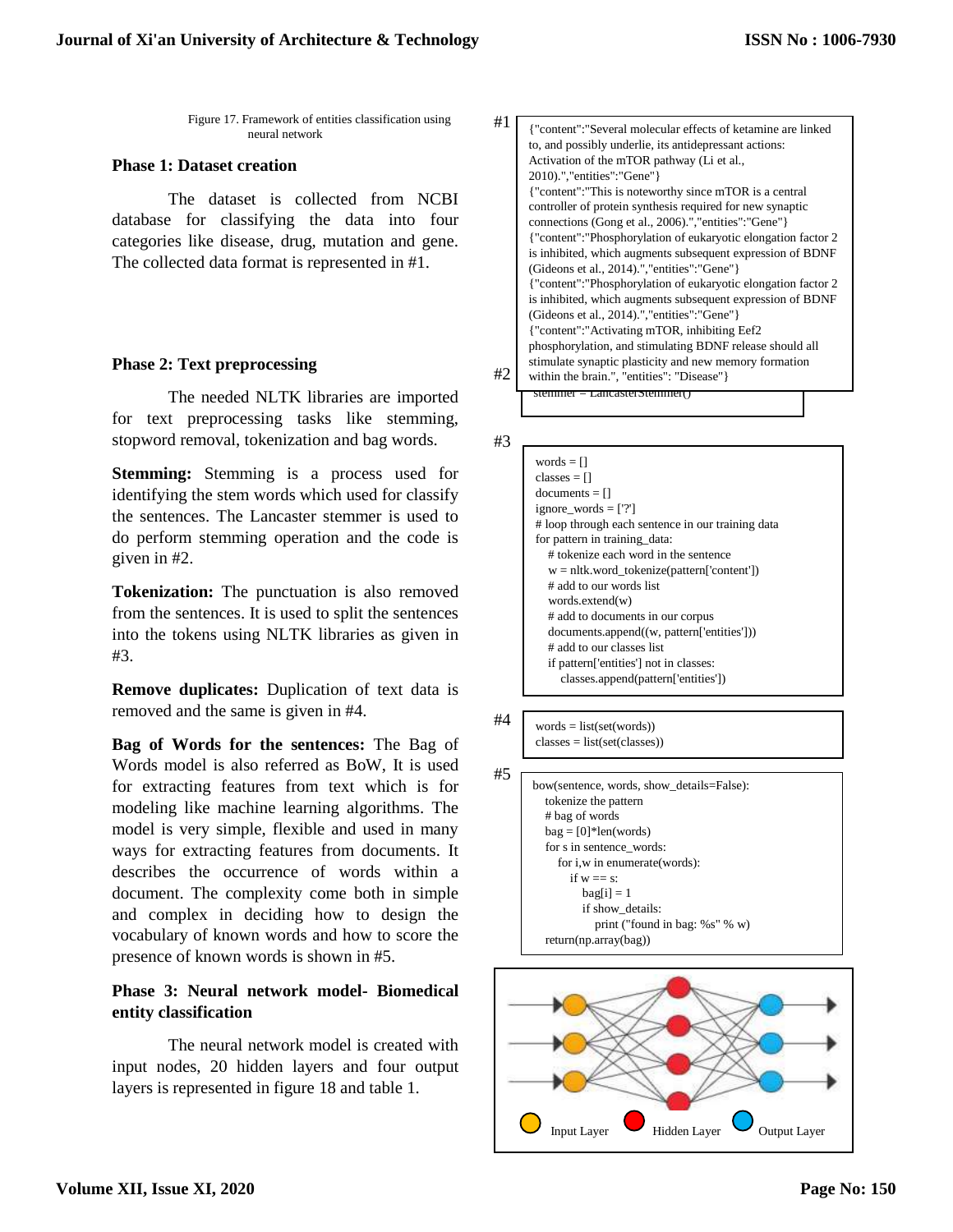Figure 17. Framework of entities classification using neural network

**Phase 1: Dataset creation**

The dataset is collected from NCBI database for classifying the data into four categories like disease, drug, mutation and gene. The collected data format is represented in #1.

#1

```
{"content":"Several molecular effects of ketamine are linked to, and possibly underlie, its antidepressant actions: Activation of the mTOR pathway (Li et al., 2010).","entities":"Gene"}
{"content":"This is noteworthy since mTOR is a central controller of protein synthesis required for new synaptic connections (Gong et al., 2006).","entities":"Gene"}
{"content":"Phosphorylation of eukaryotic elongation factor 2 is inhibited, which augments subsequent expression of BDNF (Gideons et al., 2014).","entities":"Gene"}
{"content":"Phosphorylation of eukaryotic elongation factor 2 is inhibited, which augments subsequent expression of BDNF (Gideons et al., 2014).","entities":"Gene"}
{"content":"Activating mTOR, inhibiting Eef2 phosphorylation, and stimulating BDNF release should all stimulate synaptic plasticity and new memory formation within the brain.", "entities": "Disease"}
```

**Phase 2: Text preprocessing**

The needed NLTK libraries are imported for text preprocessing tasks like stemming, stopword removal, tokenization and bag words.

**Stemming:** Stemming is a process used for identifying the stem words which used for classify the sentences. The Lancaster stemmer is used to do perform stemming operation and the code is given in #2.

#2

```
stemmer = LancasterStemmer()
```

**Tokenization:** The punctuation is also removed from the sentences. It is used to split the sentences into the tokens using NLTK libraries as given in #3.

#3

```
words = []
classes = []
documents = []
ignore_words = ['?']
# loop through each sentence in our training data
for pattern in training_data:
    # tokenize each word in the sentence
    w = nltk.word_tokenize(pattern['content'])
    # add to our words list
    words.extend(w)
    # add to documents in our corpus
    documents.append((w, pattern['entities']))
    # add to our classes list
    if pattern['entities'] not in classes:
        classes.append(pattern['entities'])
```

**Remove duplicates:** Duplication of text data is removed and the same is given in #4.

#4

```
words = list(set(words))
classes = list(set(classes))
```

**Bag of Words for the sentences:** The Bag of Words model is also referred as BoW, It is used for extracting features from text which is for modeling like machine learning algorithms. The model is very simple, flexible and used in many ways for extracting features from documents. It describes the occurrence of words within a document. The complexity come both in simple and complex in deciding how to design the vocabulary of known words and how to score the presence of known words is shown in #5.

#5

```
bow(sentence, words, show_details=False):
    tokenize the pattern
    # bag of words
    bag = [0]*len(words)
    for s in sentence_words:
        for i,w in enumerate(words):
            if w == s:
                bag[i] = 1
                if show_details:
                    print ("found in bag: %s" % w)
    return(np.array(bag))
```

**Phase 3: Neural network model- Biomedical entity classification**

The neural network model is created with input nodes, 20 hidden layers and four output layers is represented in figure 18 and table 1.

Input Layer  Hidden Layer  Output Layer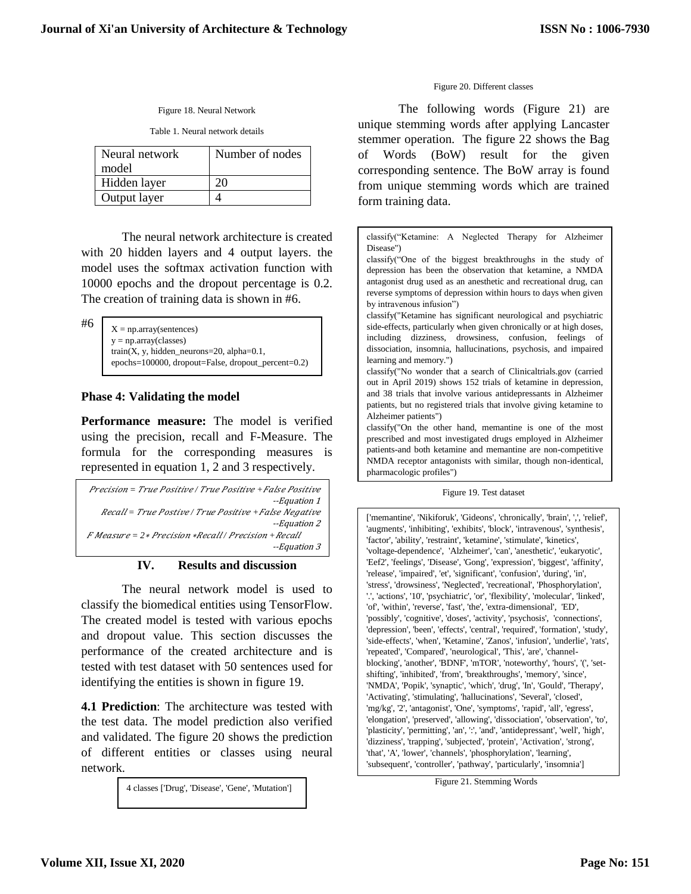Figure 18. Neural Network

Table 1. Neural network details

| Neural network model | Number of nodes |
|---|---|
| Hidden layer | 20 |
| Output layer | 4 |

The neural network architecture is created with 20 hidden layers and 4 output layers. the model uses the softmax activation function with 10000 epochs and the dropout percentage is 0.2. The creation of training data is shown in #6.

#6

```
X = np.array(sentences)
y = np.array(classes)
train(X, y, hidden_neurons=20, alpha=0.1,
epochs=100000, dropout=False, dropout_percent=0.2)
```

**Phase 4: Validating the model**

**Performance measure:** The model is verified using the precision, recall and F-Measure. The formula for the corresponding measures is represented in equation 1, 2 and 3 respectively.

$$Precision = True\ Positive\ /\ True\ Positive + False\ Positive \quad \text{--Equation 1}$$

$$Recall = True\ Postive\ /\ True\ Positive + False\ Negative \quad \text{--Equation 2}$$

$$F\ Measure = 2 * Precision * Recall\ /\ Precision + Recall \quad \text{--Equation 3}$$

## IV. Results and discussion

The neural network model is used to classify the biomedical entities using TensorFlow. The created model is tested with various epochs and dropout value. This section discusses the performance of the created architecture and is tested with test dataset with 50 sentences used for identifying the entities is shown in figure 19.

**4.1 Prediction**: The architecture was tested with the test data. The model prediction also verified and validated. The figure 20 shows the prediction of different entities or classes using neural network.

4 classes ['Drug', 'Disease', 'Gene', 'Mutation']

Figure 20. Different classes

The following words (Figure 21) are unique stemming words after applying Lancaster stemmer operation. The figure 22 shows the Bag of Words (BoW) result for the given corresponding sentence. The BoW array is found from unique stemming words which are trained form training data.

classify("Ketamine: A Neglected Therapy for Alzheimer Disease")
classify("One of the biggest breakthroughs in the study of depression has been the observation that ketamine, a NMDA antagonist drug used as an anesthetic and recreational drug, can reverse symptoms of depression within hours to days when given by intravenous infusion")
classify("Ketamine has significant neurological and psychiatric side-effects, particularly when given chronically or at high doses, including dizziness, drowsiness, confusion, feelings of dissociation, insomnia, hallucinations, psychosis, and impaired learning and memory.")
classify("No wonder that a search of Clinicaltrials.gov (carried out in April 2019) shows 152 trials of ketamine in depression, and 38 trials that involve various antidepressants in Alzheimer patients, but no registered trials that involve giving ketamine to Alzheimer patients")
classify("On the other hand, memantine is one of the most prescribed and most investigated drugs employed in Alzheimer patients-and both ketamine and memantine are non-competitive NMDA receptor antagonists with similar, though non-identical, pharmacologic profiles")

Figure 19. Test dataset

['memantine', 'Nikiforuk', 'Gideons', 'chronically', 'brain', ',', 'relief', 'augments', 'inhibiting', 'exhibits', 'block', 'intravenous', 'synthesis', 'factor', 'ability', 'restraint', 'ketamine', 'stimulate', 'kinetics', 'voltage-dependence', 'Alzheimer', 'can', 'anesthetic', 'eukaryotic', 'Eef2', 'feelings', 'Disease', 'Gong', 'expression', 'biggest', 'affinity', 'release', 'impaired', 'et', 'significant', 'confusion', 'during', 'in', 'stress', 'drowsiness', 'Neglected', 'recreational', 'Phosphorylation', '.', 'actions', '10', 'psychiatric', 'or', 'flexibility', 'molecular', 'linked', 'of', 'within', 'reverse', 'fast', 'the', 'extra-dimensional', 'ED', 'possibly', 'cognitive', 'doses', 'activity', 'psychosis', 'connections', 'depression', 'been', 'effects', 'central', 'required', 'formation', 'study', 'side-effects', 'when', 'Ketamine', 'Zanos', 'infusion', 'underlie', 'rats', 'repeated', 'Compared', 'neurological', 'This', 'are', 'channel-blocking', 'another', 'BDNF', 'mTOR', 'noteworthy', 'hours', '(', 'set-shifting', 'inhibited', 'from', 'breakthroughs', 'memory', 'since', 'NMDA', 'Popik', 'synaptic', 'which', 'drug', 'In', 'Gould', 'Therapy', 'Activating', 'stimulating', 'hallucinations', 'Several', 'closed', 'mg/kg', '2', 'antagonist', 'One', 'symptoms', 'rapid', 'all', 'egress', 'elongation', 'preserved', 'allowing', 'dissociation', 'observation', 'to', 'plasticity', 'permitting', 'an', ':', 'and', 'antidepressant', 'well', 'high', 'dizziness', 'trapping', 'subjected', 'protein', 'Activation', 'strong', 'that', 'A', 'lower', 'channels', 'phosphorylation', 'learning', 'subsequent', 'controller', 'pathway', 'particularly', 'insomnia']

Figure 21. Stemming Words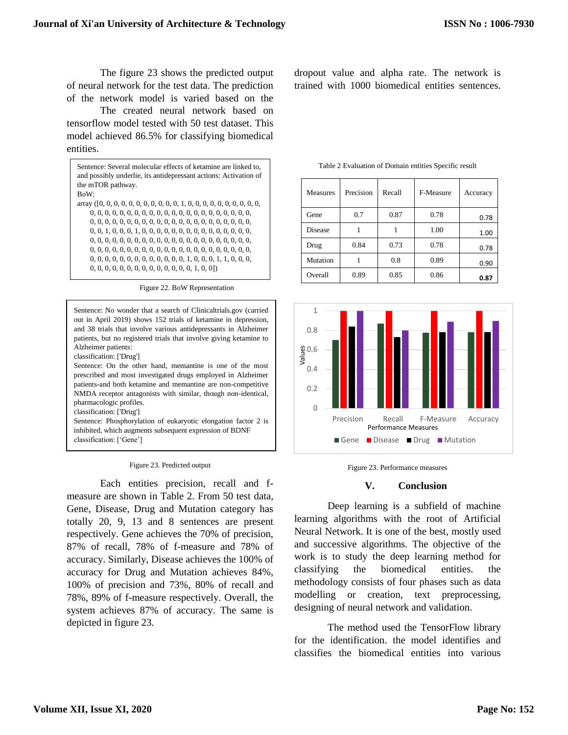The figure 23 shows the predicted output of neural network for the test data. The prediction of the network model is varied based on the dropout value and alpha rate. The network is trained with 1000 biomedical entities sentences. The created neural network based on tensorflow model tested with 50 test dataset. This model achieved 86.5% for classifying biomedical entities.

```
Sentence: Several molecular effects of ketamine are linked to, and possibly underlie, its antidepressant actions: Activation of the mTOR pathway.
BoW:
array ([0, 0, 0, 0, 0, 0, 0, 0, 0, 0, 0, 0, 1, 0, 0, 0, 0, 0, 0, 0, 0, 0, 0,
       0, 0, 0, 0, 0, 0, 0, 0, 0, 0, 0, 0, 0, 0, 0, 0, 0, 0, 0, 0, 0, 0, 0,
       0, 0, 0, 0, 0, 0, 0, 0, 0, 0, 0, 0, 0, 0, 0, 0, 0, 0, 0, 0, 0, 0, 0,
       0, 0, 1, 0, 0, 0, 1, 0, 0, 0, 0, 0, 0, 0, 0, 0, 0, 0, 0, 0, 0, 0, 0,
       0, 0, 0, 0, 0, 0, 0, 0, 0, 0, 0, 0, 0, 0, 0, 0, 0, 0, 0, 0, 0, 0, 0,
       0, 0, 0, 0, 0, 0, 0, 0, 0, 0, 0, 0, 0, 0, 0, 0, 0, 0, 0, 0, 0, 0, 0,
       0, 0, 0, 0, 0, 0, 0, 0, 0, 0, 0, 0, 0, 1, 0, 0, 0, 1, 1, 0, 0, 0,
       0, 0, 0, 0, 0, 0, 0, 0, 0, 0, 0, 0, 0, 0, 1, 0, 0])
```

Figure 22. BoW Representation

```
Sentence: No wonder that a search of Clinicaltrials.gov (carried out in April 2019) shows 152 trials of ketamine in depression, and 38 trials that involve various antidepressants in Alzheimer patients, but no registered trials that involve giving ketamine to Alzheimer patients:
classification: ['Drug']
Sentence: On the other hand, memantine is one of the most prescribed and most investigated drugs employed in Alzheimer patients-and both ketamine and memantine are non-competitive NMDA receptor antagonists with similar, though non-identical, pharmacologic profiles.
classification: ['Drug']
Sentence: Phosphorylation of eukaryotic elongation factor 2 is inhibited, which augments subsequent expression of BDNF
classification: ['Gene']
```

Figure 23. Predicted output

Each entities precision, recall and f-measure are shown in Table 2. From 50 test data, Gene, Disease, Drug and Mutation category has totally 20, 9, 13 and 8 sentences are present respectively. Gene achieves the 70% of precision, 87% of recall, 78% of f-measure and 78% of accuracy. Similarly, Disease achieves the 100% of accuracy for Drug and Mutation achieves 84%, 100% of precision and 73%, 80% of recall and 78%, 89% of f-measure respectively. Overall, the system achieves 87% of accuracy. The same is depicted in figure 23.

Table 2 Evaluation of Domain entities Specific result

| Measures | Precision | Recall | F-Measure | Accuracy |
|---|---|---|---|---|
| Gene | 0.7 | 0.87 | 0.78 | 0.78 |
| Disease | 1 | 1 | 1.00 | 1.00 |
| Drug | 0.84 | 0.73 | 0.78 | 0.78 |
| Mutation | 1 | 0.8 | 0.89 | 0.90 |
| Overall | 0.89 | 0.85 | 0.86 | **0.87** |

Figure 23. Performance measures

## V. Conclusion

Deep learning is a subfield of machine learning algorithms with the root of Artificial Neural Network. It is one of the best, mostly used and successive algorithms. The objective of the work is to study the deep learning method for classifying the biomedical entities. the methodology consists of four phases such as data modelling or creation, text preprocessing, designing of neural network and validation.

The method used the TensorFlow library for the identification. the model identifies and classifies the biomedical entities into various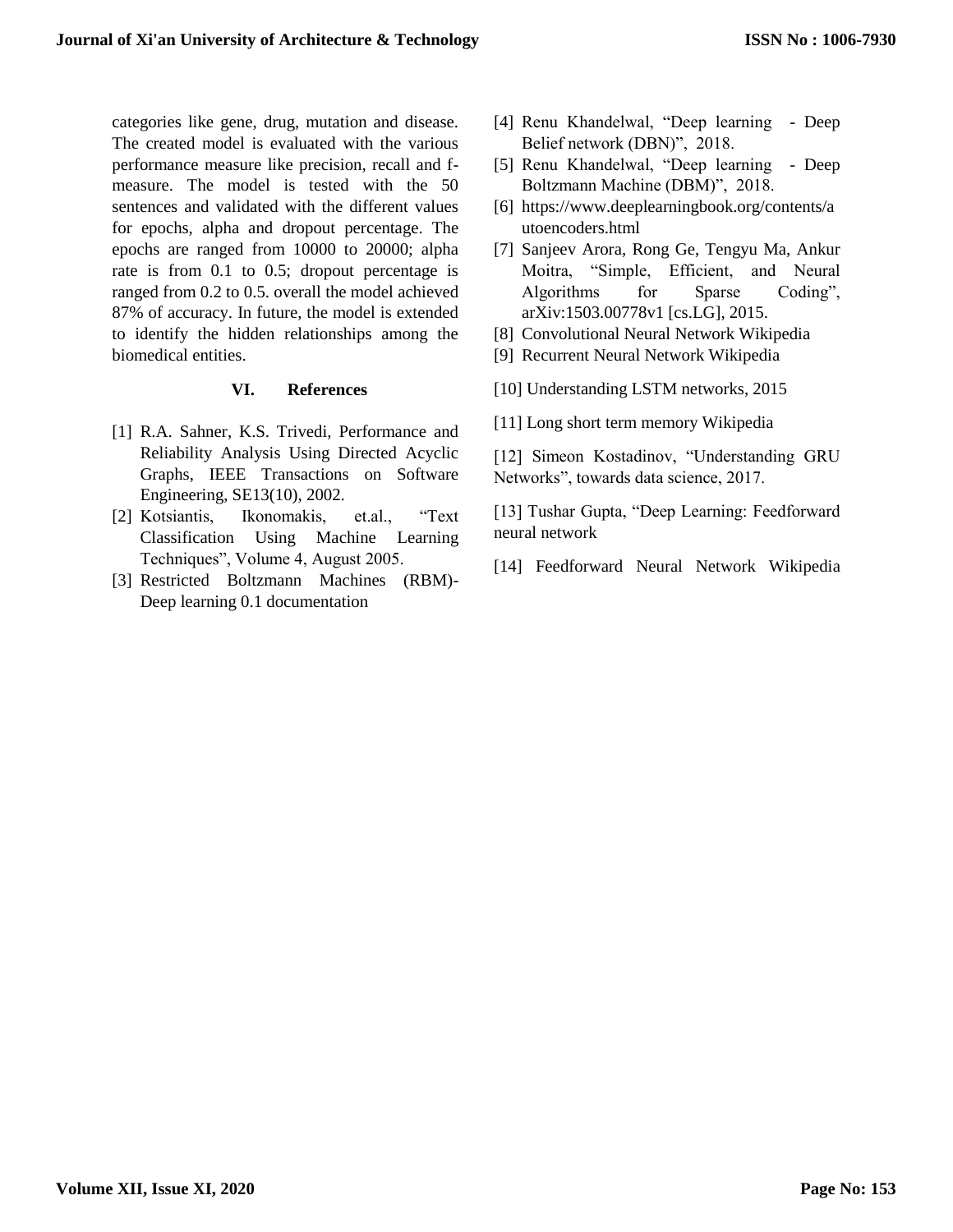categories like gene, drug, mutation and disease. The created model is evaluated with the various performance measure like precision, recall and f-measure. The model is tested with the 50 sentences and validated with the different values for epochs, alpha and dropout percentage. The epochs are ranged from 10000 to 20000; alpha rate is from 0.1 to 0.5; dropout percentage is ranged from 0.2 to 0.5. overall the model achieved 87% of accuracy. In future, the model is extended to identify the hidden relationships among the biomedical entities.

## VI. References

[1] R.A. Sahner, K.S. Trivedi, Performance and Reliability Analysis Using Directed Acyclic Graphs, IEEE Transactions on Software Engineering, SE13(10), 2002.

[2] Kotsiantis, Ikonomakis, et.al., "Text Classification Using Machine Learning Techniques", Volume 4, August 2005.

[3] Restricted Boltzmann Machines (RBM)-Deep learning 0.1 documentation

[4] Renu Khandelwal, "Deep learning - Deep Belief network (DBN)", 2018.

[5] Renu Khandelwal, "Deep learning - Deep Boltzmann Machine (DBM)", 2018.

[6] https://www.deeplearningbook.org/contents/autoencoders.html

[7] Sanjeev Arora, Rong Ge, Tengyu Ma, Ankur Moitra, "Simple, Efficient, and Neural Algorithms for Sparse Coding", arXiv:1503.00778v1 [cs.LG], 2015.

[8] Convolutional Neural Network Wikipedia

[9] Recurrent Neural Network Wikipedia

[10] Understanding LSTM networks, 2015

[11] Long short term memory Wikipedia

[12] Simeon Kostadinov, "Understanding GRU Networks", towards data science, 2017.

[13] Tushar Gupta, "Deep Learning: Feedforward neural network

[14] Feedforward Neural Network Wikipedia